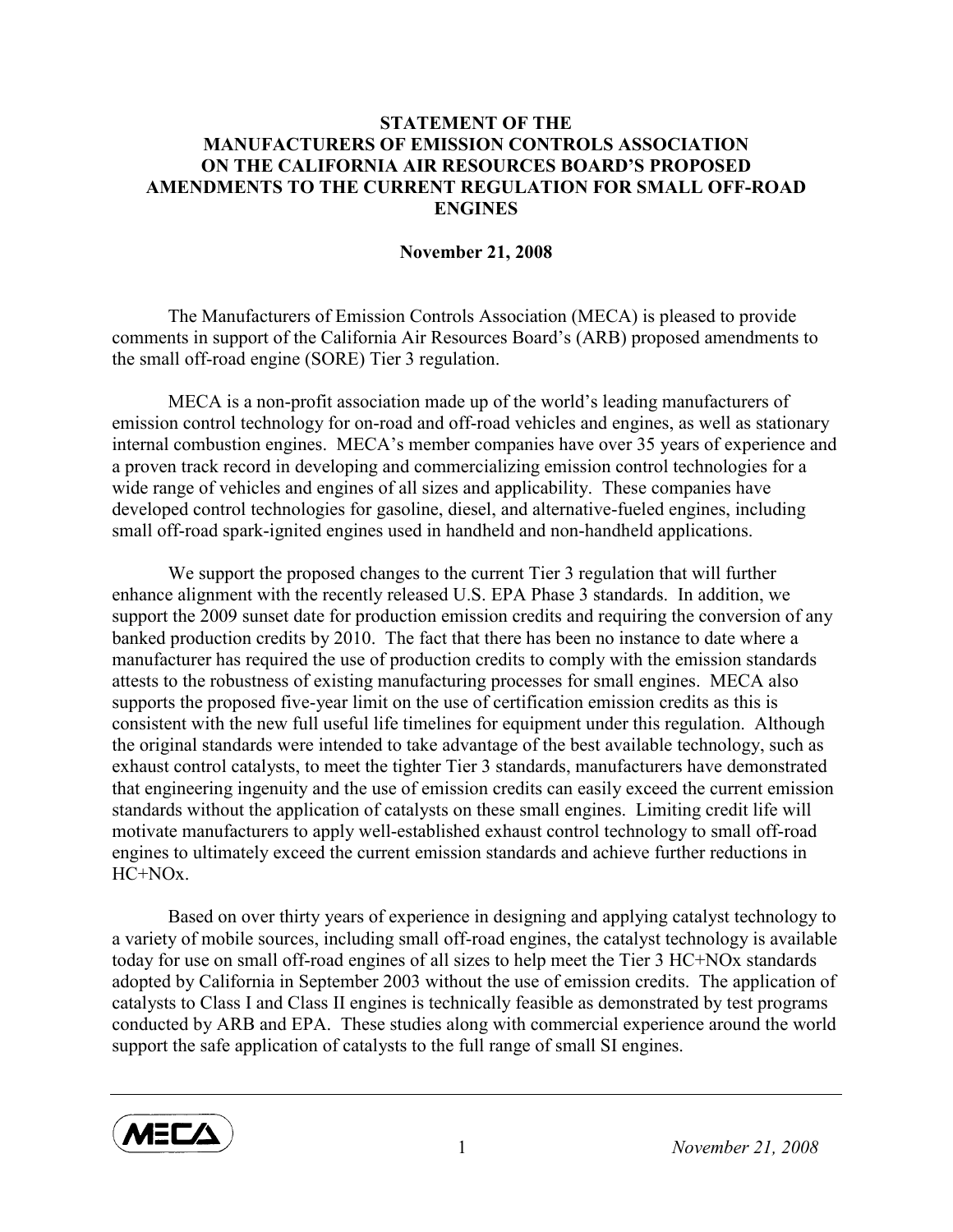# STATEMENT OF THE MANUFACTURERS OF EMISSION CONTROLS ASSOCIATION ON THE CALIFORNIA AIR RESOURCES BOARD'S PROPOSED AMENDMENTS TO THE CURRENT REGULATION FOR SMALL OFF-ROAD ENGINES

**November 21, 2008**

The Manufacturers of Emission Controls Association (MECA) is pleased to provide comments in support of the California Air Resources Board's (ARB) proposed amendments to the small off-road engine (SORE) Tier 3 regulation.

MECA is a non-profit association made up of the world's leading manufacturers of emission control technology for on-road and off-road vehicles and engines, as well as stationary internal combustion engines. MECA's member companies have over 35 years of experience and a proven track record in developing and commercializing emission control technologies for a wide range of vehicles and engines of all sizes and applicability. These companies have developed control technologies for gasoline, diesel, and alternative-fueled engines, including small off-road spark-ignited engines used in handheld and non-handheld applications.

We support the proposed changes to the current Tier 3 regulation that will further enhance alignment with the recently released U.S. EPA Phase 3 standards. In addition, we support the 2009 sunset date for production emission credits and requiring the conversion of any banked production credits by 2010. The fact that there has been no instance to date where a manufacturer has required the use of production credits to comply with the emission standards attests to the robustness of existing manufacturing processes for small engines. MECA also supports the proposed five-year limit on the use of certification emission credits as this is consistent with the new full useful life timelines for equipment under this regulation. Although the original standards were intended to take advantage of the best available technology, such as exhaust control catalysts, to meet the tighter Tier 3 standards, manufacturers have demonstrated that engineering ingenuity and the use of emission credits can easily exceed the current emission standards without the application of catalysts on these small engines. Limiting credit life will motivate manufacturers to apply well-established exhaust control technology to small off-road engines to ultimately exceed the current emission standards and achieve further reductions in HC+NOx.

Based on over thirty years of experience in designing and applying catalyst technology to a variety of mobile sources, including small off-road engines, the catalyst technology is available today for use on small off-road engines of all sizes to help meet the Tier 3 HC+NOx standards adopted by California in September 2003 without the use of emission credits. The application of catalysts to Class I and Class II engines is technically feasible as demonstrated by test programs conducted by ARB and EPA. These studies along with commercial experience around the world support the safe application of catalysts to the full range of small SI engines.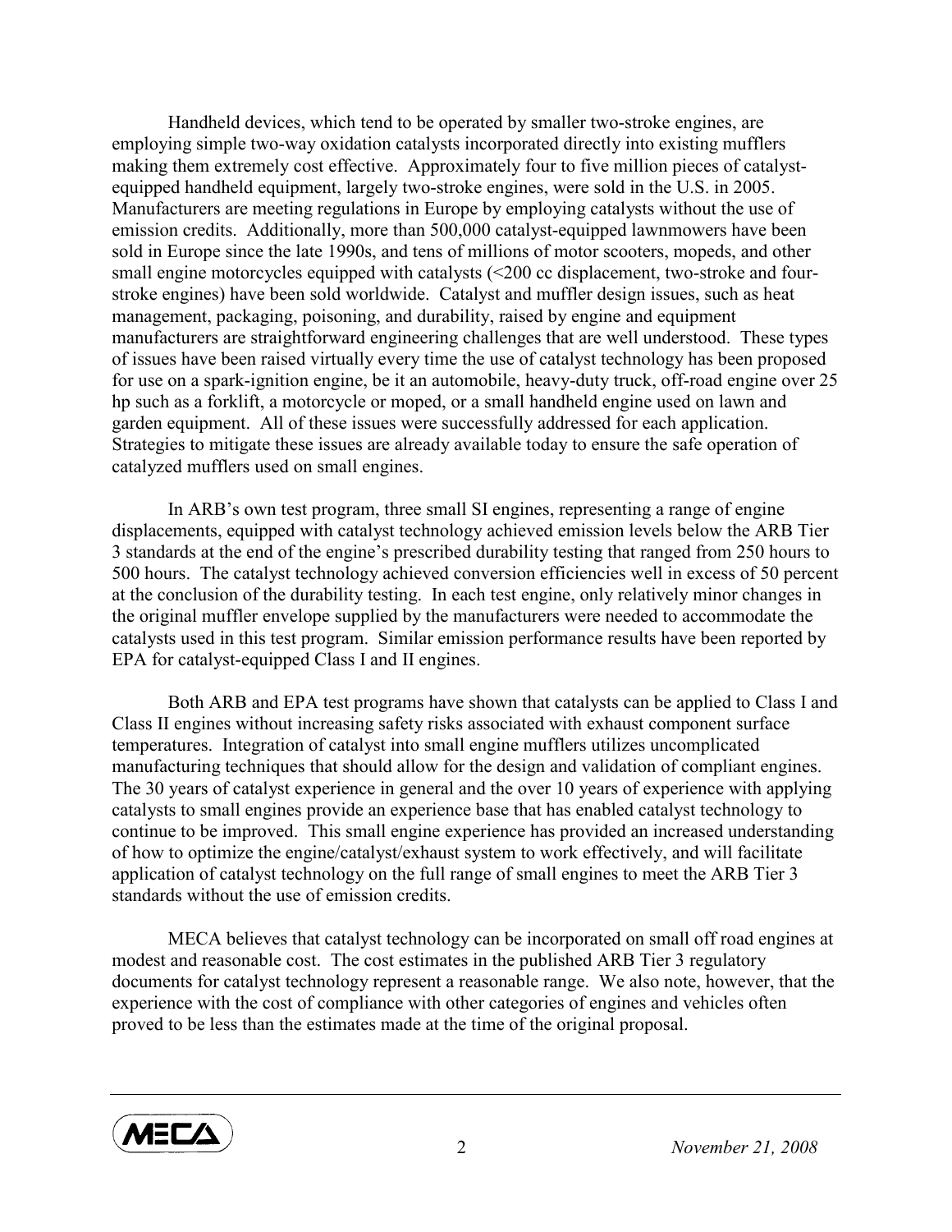Handheld devices, which tend to be operated by smaller two-stroke engines, are employing simple two-way oxidation catalysts incorporated directly into existing mufflers making them extremely cost effective. Approximately four to five million pieces of catalyst-equipped handheld equipment, largely two-stroke engines, were sold in the U.S. in 2005. Manufacturers are meeting regulations in Europe by employing catalysts without the use of emission credits. Additionally, more than 500,000 catalyst-equipped lawnmowers have been sold in Europe since the late 1990s, and tens of millions of motor scooters, mopeds, and other small engine motorcycles equipped with catalysts (<200 cc displacement, two-stroke and four-stroke engines) have been sold worldwide. Catalyst and muffler design issues, such as heat management, packaging, poisoning, and durability, raised by engine and equipment manufacturers are straightforward engineering challenges that are well understood. These types of issues have been raised virtually every time the use of catalyst technology has been proposed for use on a spark-ignition engine, be it an automobile, heavy-duty truck, off-road engine over 25 hp such as a forklift, a motorcycle or moped, or a small handheld engine used on lawn and garden equipment. All of these issues were successfully addressed for each application. Strategies to mitigate these issues are already available today to ensure the safe operation of catalyzed mufflers used on small engines.

In ARB's own test program, three small SI engines, representing a range of engine displacements, equipped with catalyst technology achieved emission levels below the ARB Tier 3 standards at the end of the engine's prescribed durability testing that ranged from 250 hours to 500 hours. The catalyst technology achieved conversion efficiencies well in excess of 50 percent at the conclusion of the durability testing. In each test engine, only relatively minor changes in the original muffler envelope supplied by the manufacturers were needed to accommodate the catalysts used in this test program. Similar emission performance results have been reported by EPA for catalyst-equipped Class I and II engines.

Both ARB and EPA test programs have shown that catalysts can be applied to Class I and Class II engines without increasing safety risks associated with exhaust component surface temperatures. Integration of catalyst into small engine mufflers utilizes uncomplicated manufacturing techniques that should allow for the design and validation of compliant engines. The 30 years of catalyst experience in general and the over 10 years of experience with applying catalysts to small engines provide an experience base that has enabled catalyst technology to continue to be improved. This small engine experience has provided an increased understanding of how to optimize the engine/catalyst/exhaust system to work effectively, and will facilitate application of catalyst technology on the full range of small engines to meet the ARB Tier 3 standards without the use of emission credits.

MECA believes that catalyst technology can be incorporated on small off road engines at modest and reasonable cost. The cost estimates in the published ARB Tier 3 regulatory documents for catalyst technology represent a reasonable range. We also note, however, that the experience with the cost of compliance with other categories of engines and vehicles often proved to be less than the estimates made at the time of the original proposal.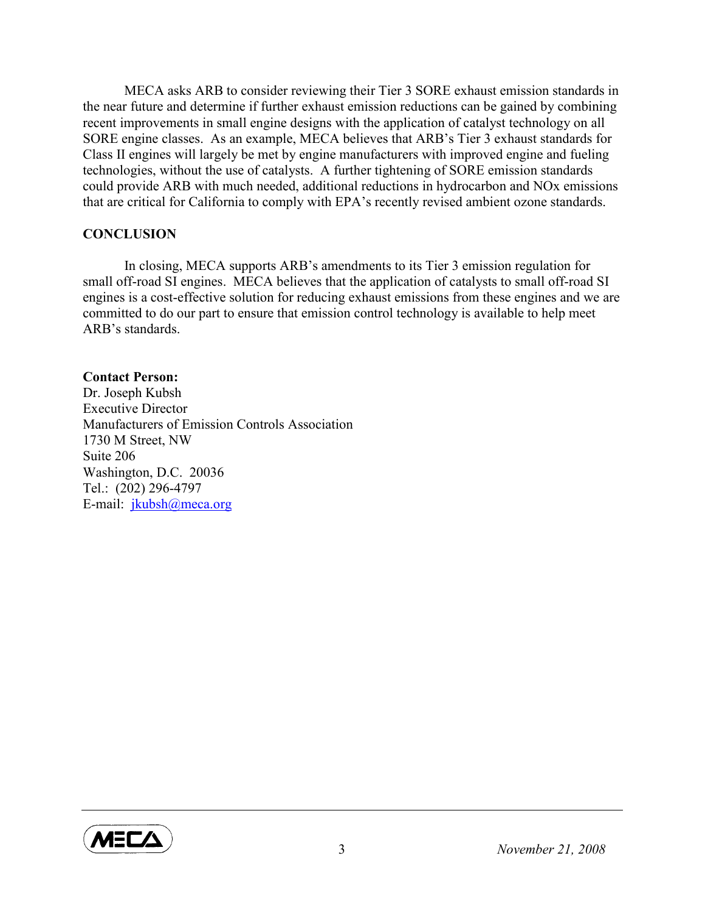MECA asks ARB to consider reviewing their Tier 3 SORE exhaust emission standards in the near future and determine if further exhaust emission reductions can be gained by combining recent improvements in small engine designs with the application of catalyst technology on all SORE engine classes. As an example, MECA believes that ARB's Tier 3 exhaust standards for Class II engines will largely be met by engine manufacturers with improved engine and fueling technologies, without the use of catalysts. A further tightening of SORE emission standards could provide ARB with much needed, additional reductions in hydrocarbon and NOx emissions that are critical for California to comply with EPA's recently revised ambient ozone standards.

## CONCLUSION

In closing, MECA supports ARB's amendments to its Tier 3 emission regulation for small off-road SI engines. MECA believes that the application of catalysts to small off-road SI engines is a cost-effective solution for reducing exhaust emissions from these engines and we are committed to do our part to ensure that emission control technology is available to help meet ARB's standards.

**Contact Person:**
Dr. Joseph Kubsh
Executive Director
Manufacturers of Emission Controls Association
1730 M Street, NW
Suite 206
Washington, D.C. 20036
Tel.: (202) 296-4797
E-mail: jkubsh@meca.org